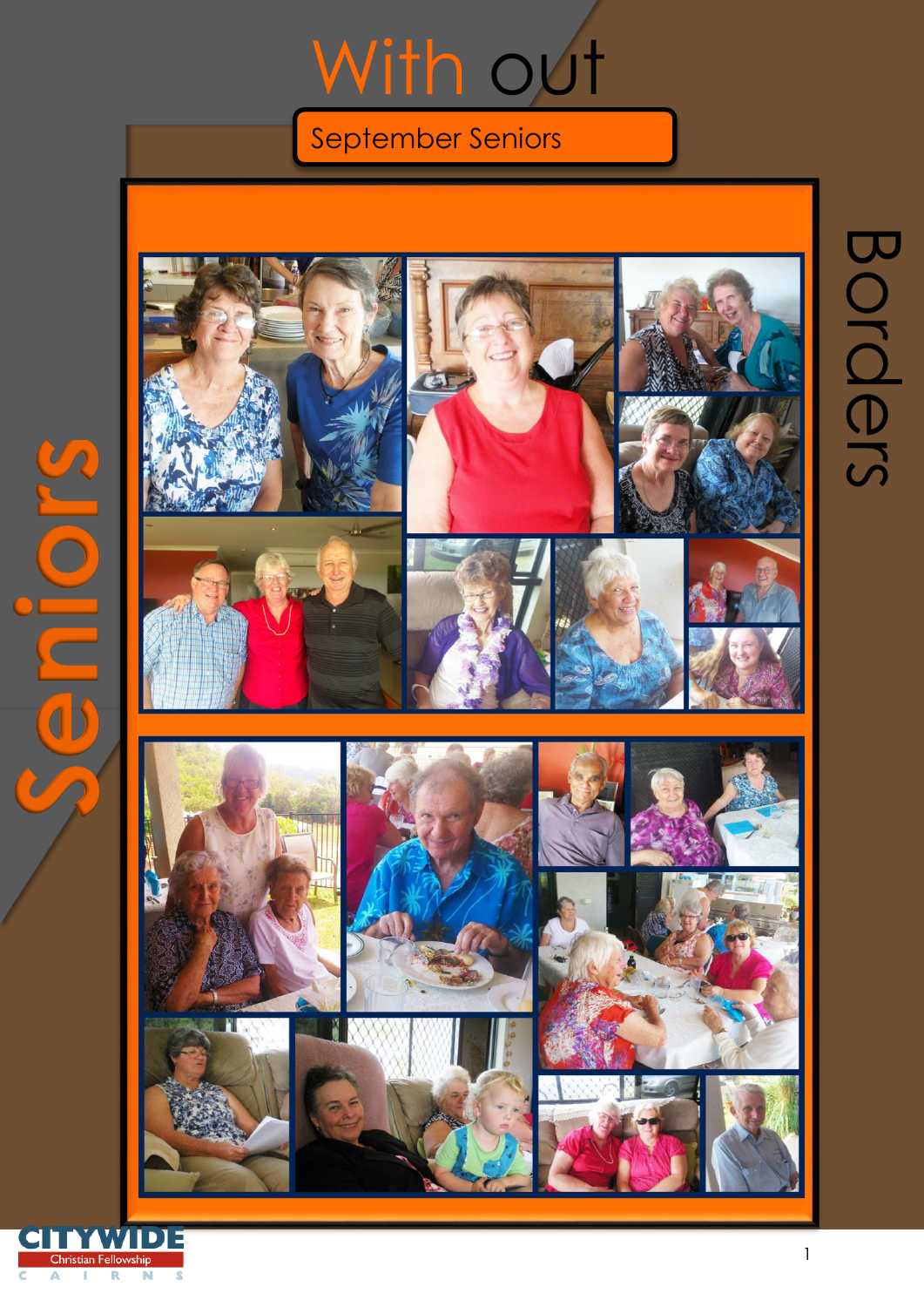# With out Borders

## September Seniors

Seniors

CITYWIDE
Christian Fellowship
CAIRNS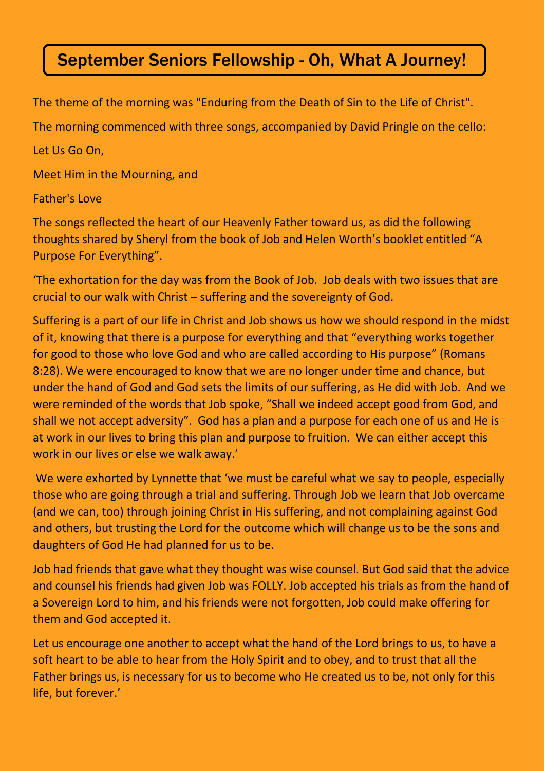# September Seniors Fellowship - Oh, What A Journey!

The theme of the morning was "Enduring from the Death of Sin to the Life of Christ".

The morning commenced with three songs, accompanied by David Pringle on the cello:

Let Us Go On,

Meet Him in the Mourning, and

Father's Love

The songs reflected the heart of our Heavenly Father toward us, as did the following thoughts shared by Sheryl from the book of Job and Helen Worth's booklet entitled "A Purpose For Everything".

'The exhortation for the day was from the Book of Job. Job deals with two issues that are crucial to our walk with Christ – suffering and the sovereignty of God.

Suffering is a part of our life in Christ and Job shows us how we should respond in the midst of it, knowing that there is a purpose for everything and that "everything works together for good to those who love God and who are called according to His purpose" (Romans 8:28). We were encouraged to know that we are no longer under time and chance, but under the hand of God and God sets the limits of our suffering, as He did with Job. And we were reminded of the words that Job spoke, "Shall we indeed accept good from God, and shall we not accept adversity". God has a plan and a purpose for each one of us and He is at work in our lives to bring this plan and purpose to fruition. We can either accept this work in our lives or else we walk away.'

We were exhorted by Lynnette that 'we must be careful what we say to people, especially those who are going through a trial and suffering. Through Job we learn that Job overcame (and we can, too) through joining Christ in His suffering, and not complaining against God and others, but trusting the Lord for the outcome which will change us to be the sons and daughters of God He had planned for us to be.

Job had friends that gave what they thought was wise counsel. But God said that the advice and counsel his friends had given Job was FOLLY. Job accepted his trials as from the hand of a Sovereign Lord to him, and his friends were not forgotten, Job could make offering for them and God accepted it.

Let us encourage one another to accept what the hand of the Lord brings to us, to have a soft heart to be able to hear from the Holy Spirit and to obey, and to trust that all the Father brings us, is necessary for us to become who He created us to be, not only for this life, but forever.'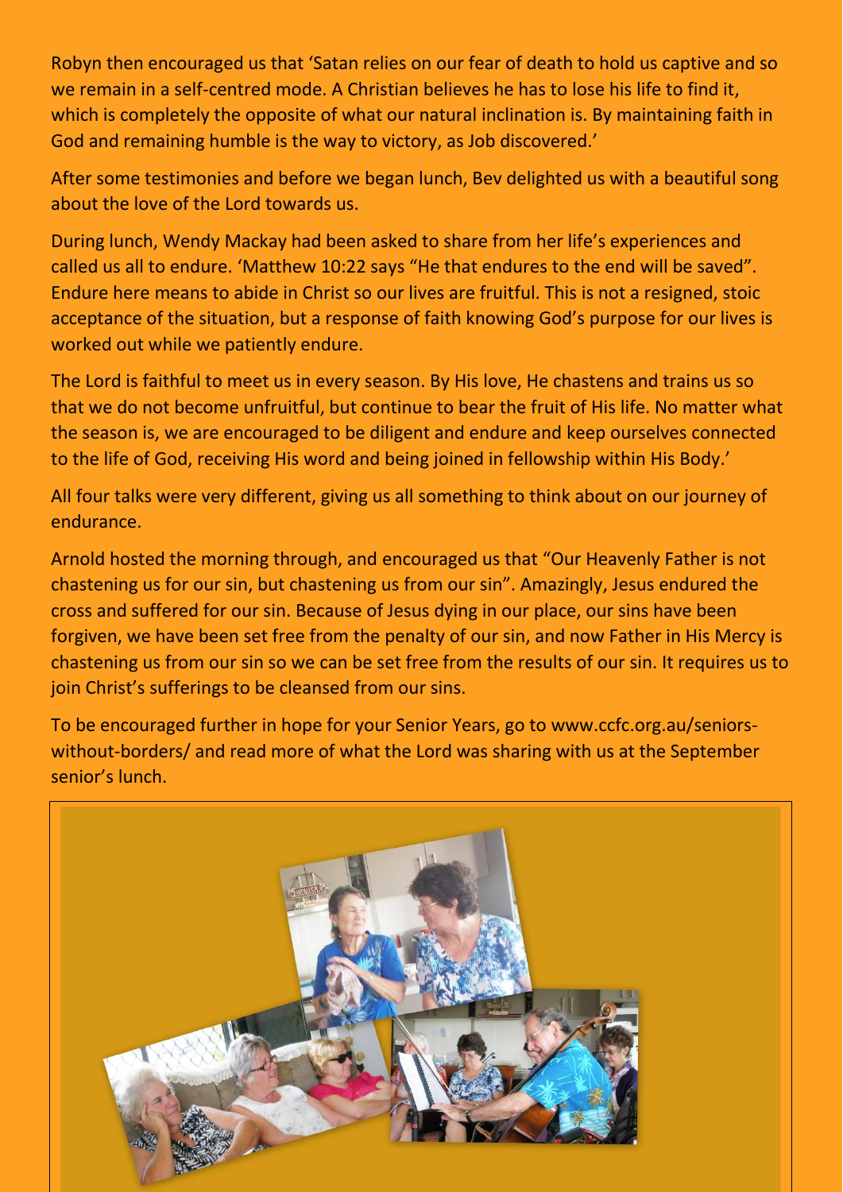Robyn then encouraged us that 'Satan relies on our fear of death to hold us captive and so we remain in a self-centred mode. A Christian believes he has to lose his life to find it, which is completely the opposite of what our natural inclination is. By maintaining faith in God and remaining humble is the way to victory, as Job discovered.'

After some testimonies and before we began lunch, Bev delighted us with a beautiful song about the love of the Lord towards us.

During lunch, Wendy Mackay had been asked to share from her life's experiences and called us all to endure. 'Matthew 10:22 says "He that endures to the end will be saved". Endure here means to abide in Christ so our lives are fruitful. This is not a resigned, stoic acceptance of the situation, but a response of faith knowing God's purpose for our lives is worked out while we patiently endure.

The Lord is faithful to meet us in every season. By His love, He chastens and trains us so that we do not become unfruitful, but continue to bear the fruit of His life. No matter what the season is, we are encouraged to be diligent and endure and keep ourselves connected to the life of God, receiving His word and being joined in fellowship within His Body.'

All four talks were very different, giving us all something to think about on our journey of endurance.

Arnold hosted the morning through, and encouraged us that "Our Heavenly Father is not chastening us for our sin, but chastening us from our sin". Amazingly, Jesus endured the cross and suffered for our sin. Because of Jesus dying in our place, our sins have been forgiven, we have been set free from the penalty of our sin, and now Father in His Mercy is chastening us from our sin so we can be set free from the results of our sin. It requires us to join Christ's sufferings to be cleansed from our sins.

To be encouraged further in hope for your Senior Years, go to www.ccfc.org.au/seniors-without-borders/ and read more of what the Lord was sharing with us at the September senior's lunch.